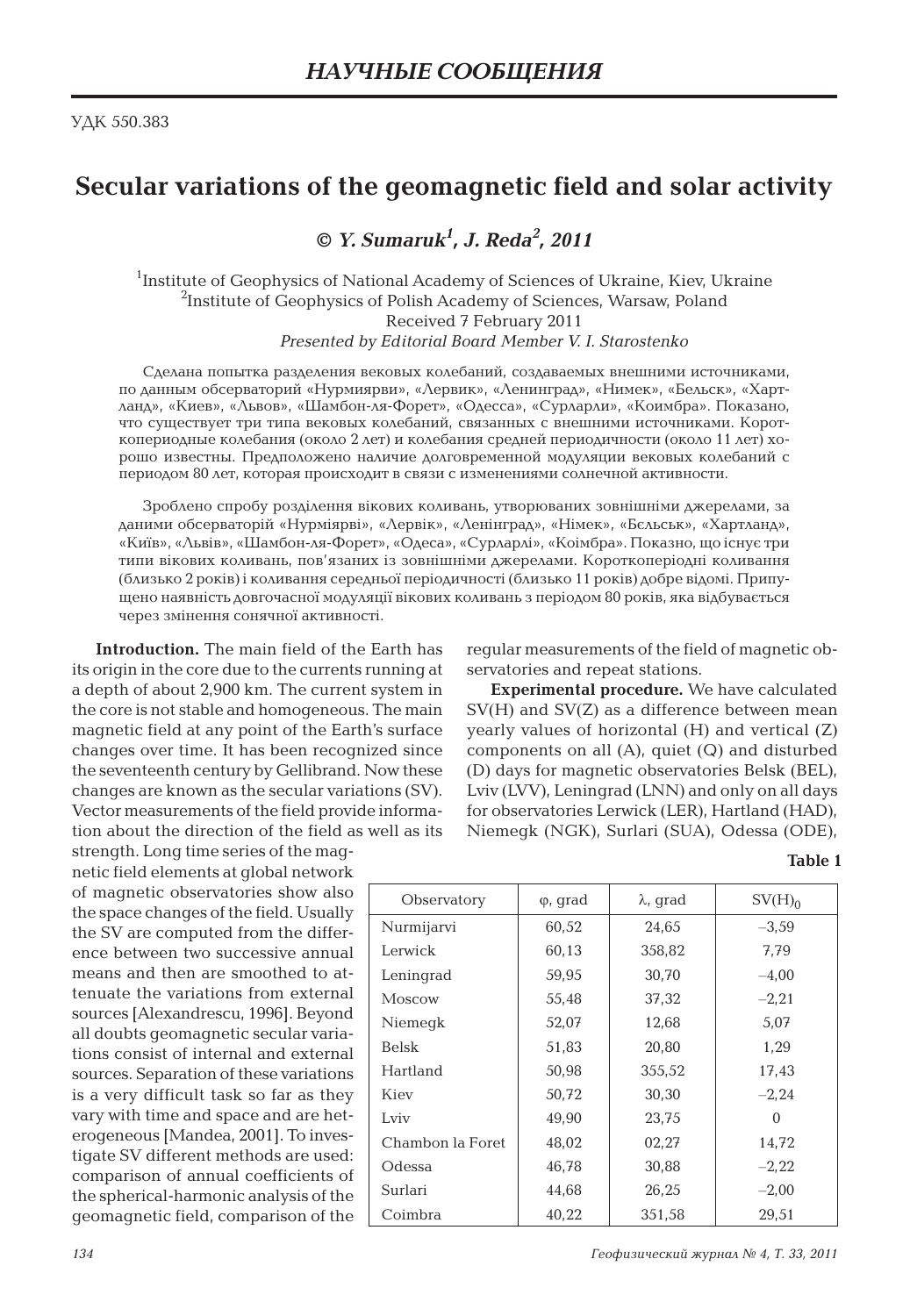## НАУЧНЫЕ СООБЩЕНИЯ

УДК 550.383

# Secular variations of the geomagnetic field and solar activity

*© Y. Sumaruk[1], J. Reda[2], 2011*

[1]Institute of Geophysics of National Academy of Sciences of Ukraine, Kiev, Ukraine
[2]Institute of Geophysics of Polish Academy of Sciences, Warsaw, Poland
Received 7 February 2011
*Presented by Editorial Board Member V. I. Starostenko*

Сделана попытка разделения вековых колебаний, создаваемых внешними источниками, по данным обсерваторий «Нурмиярви», «Лервик», «Ленинград», «Нимек», «Бельск», «Хартланд», «Киев», «Львов», «Шамбон-ля-Форет», «Одесса», «Сурларли», «Коимбра». Показано, что существует три типа вековых колебаний, связанных с внешними источниками. Короткопериодные колебания (около 2 лет) и колебания средней периодичности (около 11 лет) хорошо известны. Предположено наличие долговременной модуляции вековых колебаний с периодом 80 лет, которая происходит в связи с изменениями солнечной активности.

Зроблено спробу розділення вікових коливань, утворюваних зовнішніми джерелами, за даними обсерваторій «Нурміярві», «Лервік», «Ленінград», «Німек», «Бєльськ», «Хартланд», «Київ», «Львів», «Шамбон-ля-Форет», «Одеса», «Сурларлі», «Коімбра». Показано, що існує три типи вікових коливань, пов'язаних із зовнішніми джерелами. Короткоперіодні коливання (близько 2 років) і коливання середньої періодичності (близько 11 років) добре відомі. Припущено наявність довгочасної модуляції вікових коливань з періодом 80 років, яка відбувається через змінення сонячної активності.

**Introduction.** The main field of the Earth has its origin in the core due to the currents running at a depth of about 2,900 km. The current system in the core is not stable and homogeneous. The main magnetic field at any point of the Earth's surface changes over time. It has been recognized since the seventeenth century by Gellibrand. Now these changes are known as the secular variations (SV). Vector measurements of the field provide information about the direction of the field as well as its strength. Long time series of the magnetic field elements at global network of magnetic observatories show also the space changes of the field. Usually the SV are computed from the difference between two successive annual means and then are smoothed to attenuate the variations from external sources [Alexandrescu, 1996]. Beyond all doubts geomagnetic secular variations consist of internal and external sources. Separation of these variations is a very difficult task so far as they vary with time and space and are heterogeneous [Mandea, 2001]. To investigate SV different methods are used: comparison of annual coefficients of the spherical-harmonic analysis of the geomagnetic field, comparison of the regular measurements of the field of magnetic observatories and repeat stations.

**Experimental procedure.** We have calculated SV(H) and SV(Z) as a difference between mean yearly values of horizontal (H) and vertical (Z) components on all (A), quiet (Q) and disturbed (D) days for magnetic observatories Belsk (BEL), Lviv (LVV), Leningrad (LNN) and only on all days for observatories Lerwick (LER), Hartland (HAD), Niemegk (NGK), Surlari (SUA), Odessa (ODE),

**Table 1**

| Observatory | φ, grad | λ, grad | $SV(H)_0$ |
|---|---|---|---|
| Nurmijarvi | 60,52 | 24,65 | –3,59 |
| Lerwick | 60,13 | 358,82 | 7,79 |
| Leningrad | 59,95 | 30,70 | –4,00 |
| Moscow | 55,48 | 37,32 | –2,21 |
| Niemegk | 52,07 | 12,68 | 5,07 |
| Belsk | 51,83 | 20,80 | 1,29 |
| Hartland | 50,98 | 355,52 | 17,43 |
| Kiev | 50,72 | 30,30 | –2,24 |
| Lviv | 49,90 | 23,75 | 0 |
| Chambon la Foret | 48,02 | 02,27 | 14,72 |
| Odessa | 46,78 | 30,88 | –2,22 |
| Surlari | 44,68 | 26,25 | –2,00 |
| Coimbra | 40,22 | 351,58 | 29,51 |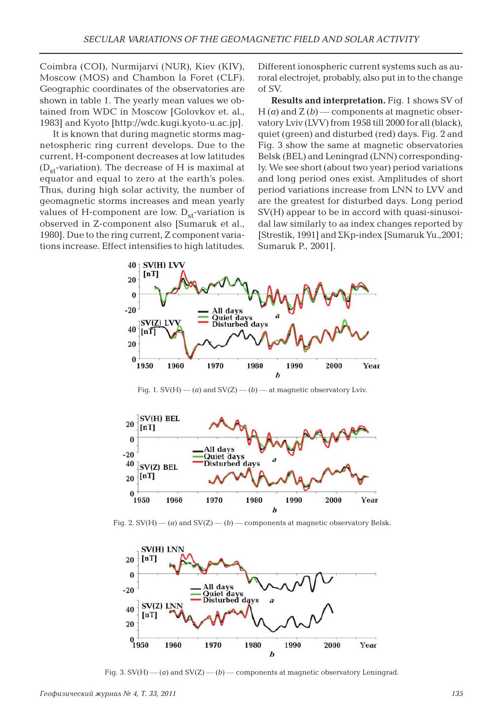Coimbra (COI), Nurmijarvi (NUR), Kiev (KIV), Moscow (MOS) and Chambon la Foret (CLF). Geographic coordinates of the observatories are shown in table 1. The yearly mean values we obtained from WDC in Moscow [Golovkov et. al., 1983] and Kyoto [http://wdc.kugi.kyoto-u.ac.jp].

It is known that during magnetic storms magnetospheric ring current develops. Due to the current, H-component decreases at low latitudes ($D_{st}$-variation). The decrease of H is maximal at equator and equal to zero at the earth's poles. Thus, during high solar activity, the number of geomagnetic storms increases and mean yearly values of H-component are low. $D_{st}$-variation is observed in Z-component also [Sumaruk et al., 1980]. Due to the ring current, Z component variations increase. Effect intensifies to high latitudes. Different ionospheric current systems such as auroral electrojet, probably, also put in to the change of SV.

**Results and interpretation.** Fig. 1 shows SV of H (*a*) and Z (*b*) — components at magnetic observatory Lviv (LVV) from 1958 till 2000 for all (black), quiet (green) and disturbed (red) days. Fig. 2 and Fig. 3 show the same at magnetic observatories Belsk (BEL) and Leningrad (LNN) correspondingly. We see short (about two year) period variations and long period ones exist. Amplitudes of short period variations increase from LNN to LVV and are the greatest for disturbed days. Long period SV(H) appear to be in accord with quasi-sinusoidal law similarly to aa index changes reported by [Strestik, 1991] and ΣKp-index [Sumaruk Yu.,2001; Sumaruk P., 2001].

Fig. 1. SV(H) — (*a*) and SV(Z) — (*b*) — at magnetic observatory Lviv.

Fig. 2. SV(H) — (*a*) and SV(Z) — (*b*) — components at magnetic observatory Belsk.

Fig. 3. SV(H) — (*a*) and SV(Z) — (*b*) — components at magnetic observatory Leningrad.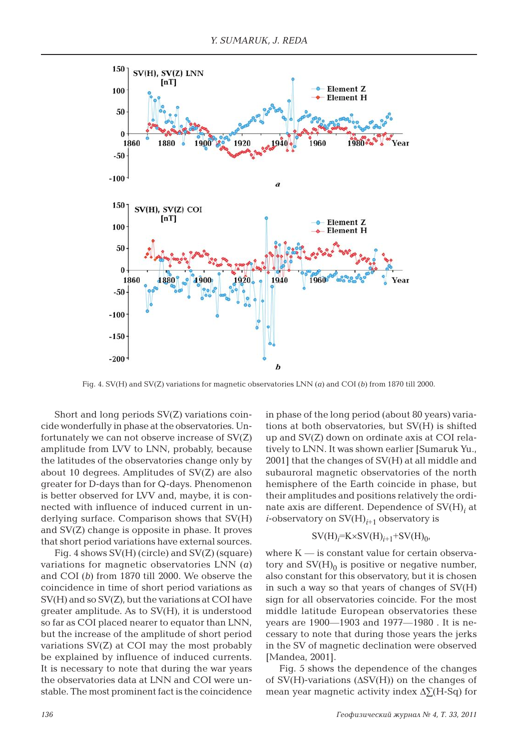Fig. 4. SV(H) and SV(Z) variations for magnetic observatories LNN (*a*) and COI (*b*) from 1870 till 2000.

Short and long periods SV(Z) variations coincide wonderfully in phase at the observatories. Unfortunately we can not observe increase of SV(Z) amplitude from LVV to LNN, probably, because the latitudes of the observatories change only by about 10 degrees. Amplitudes of SV(Z) are also greater for D-days than for Q-days. Phenomenon is better observed for LVV and, maybe, it is connected with influence of induced current in underlying surface. Comparison shows that SV(H) and SV(Z) change is opposite in phase. It proves that short period variations have external sources.

Fig. 4 shows SV(H) (circle) and SV(Z) (square) variations for magnetic observatories LNN (*a*) and COI (*b*) from 1870 till 2000. We observe the coincidence in time of short period variations as SV(H) and so SV(Z), but the variations at COI have greater amplitude. As to SV(H), it is understood so far as COI placed nearer to equator than LNN, but the increase of the amplitude of short period variations SV(Z) at COI may the most probably be explained by influence of induced currents. It is necessary to note that during the war years the observatories data at LNN and COI were unstable. The most prominent fact is the coincidence in phase of the long period (about 80 years) variations at both observatories, but SV(H) is shifted up and SV(Z) down on ordinate axis at COI relatively to LNN. It was shown earlier [Sumaruk Yu., 2001] that the changes of SV(H) at all middle and subauroral magnetic observatories of the north hemisphere of the Earth coincide in phase, but their amplitudes and positions relatively the ordinate axis are different. Dependence of $SV(H)_i$ at $i$-observatory on $SV(H)_{i+1}$ observatory is

$$SV(H)_i = K \times SV(H)_{i+1} + SV(H)_0,$$

where K — is constant value for certain observatory and $SV(H)_0$ is positive or negative number, also constant for this observatory, but it is chosen in such a way so that years of changes of SV(H) sign for all observatories coincide. For the most middle latitude European observatories these years are 1900—1903 and 1977—1980 . It is necessary to note that during those years the jerks in the SV of magnetic declination were observed [Mandea, 2001].

Fig. 5 shows the dependence of the changes of SV(H)-variations (ΔSV(H)) on the changes of mean year magnetic activity index $\Delta\sum$(H-Sq) for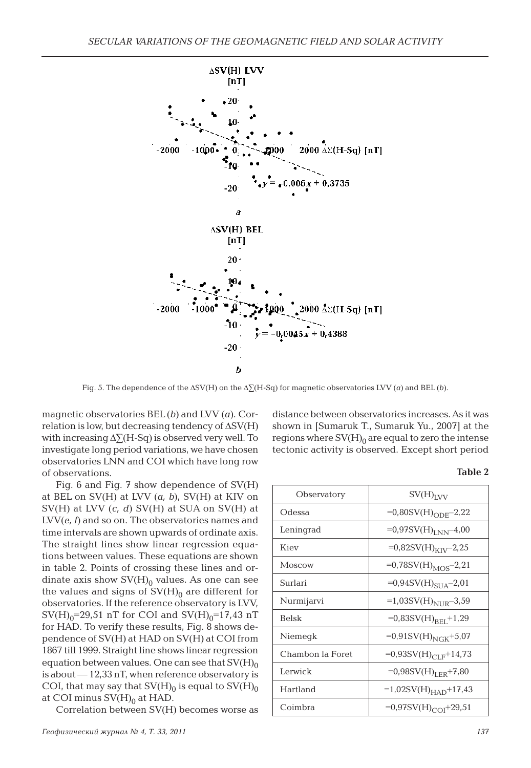Fig. 5. The dependence of the $\Delta SV(H)$ on the $\Delta\sum(H\text{-}Sq)$ for magnetic observatories LVV (*a*) and BEL (*b*).

magnetic observatories BEL (*b*) and LVV (*a*). Correlation is low, but decreasing tendency of $\Delta SV(H)$ with increasing $\Delta\sum(H\text{-}Sq)$ is observed very well. To investigate long period variations, we have chosen observatories LNN and COI which have long row of observations.

Fig. 6 and Fig. 7 show dependence of SV(H) at BEL on SV(H) at LVV (*a, b*), SV(H) at KIV on SV(H) at LVV (*c, d*) SV(H) at SUA on SV(H) at LVV(*e, f*) and so on. The observatories names and time intervals are shown upwards of ordinate axis. The straight lines show linear regression equations between values. These equations are shown in table 2. Points of crossing these lines and ordinate axis show $SV(H)_0$ values. As one can see the values and signs of $SV(H)_0$ are different for observatories. If the reference observatory is LVV, $SV(H)_0$=29,51 nT for COI and $SV(H)_0$=17,43 nT for HAD. To verify these results, Fig. 8 shows dependence of SV(H) at HAD on SV(H) at COI from 1867 till 1999. Straight line shows linear regression equation between values. One can see that $SV(H)_0$ is about — 12,33 nT, when reference observatory is COI, that may say that $SV(H)_0$ is equal to $SV(H)_0$ at COI minus $SV(H)_0$ at HAD.

Correlation between SV(H) becomes worse as distance between observatories increases. As it was shown in [Sumaruk T., Sumaruk Yu., 2007] at the regions where $SV(H)_0$ are equal to zero the intense tectonic activity is observed. Except short period

**Table 2**

| Observatory | $SV(H)_{LVV}$ |
|---|---|
| Odessa | $=0{,}80SV(H)_{ODE}-2{,}22$ |
| Leningrad | $=0{,}97SV(H)_{LNN}-4{,}00$ |
| Kiev | $=0{,}82SV(H)_{KIV}-2{,}25$ |
| Moscow | $=0{,}78SV(H)_{MOS}-2{,}21$ |
| Surlari | $=0{,}94SV(H)_{SUA}-2{,}01$ |
| Nurmijarvi | $=1{,}03SV(H)_{NUR}-3{,}59$ |
| Belsk | $=0{,}83SV(H)_{BEL}+1{,}29$ |
| Niemegk | $=0{,}91SV(H)_{NGK}+5{,}07$ |
| Chambon la Foret | $=0{,}93SV(H)_{CLF}+14{,}73$ |
| Lerwick | $=0{,}98SV(H)_{LER}+7{,}80$ |
| Hartland | $=1{,}02SV(H)_{HAD}+17{,}43$ |
| Coimbra | $=0{,}97SV(H)_{COI}+29{,}51$ |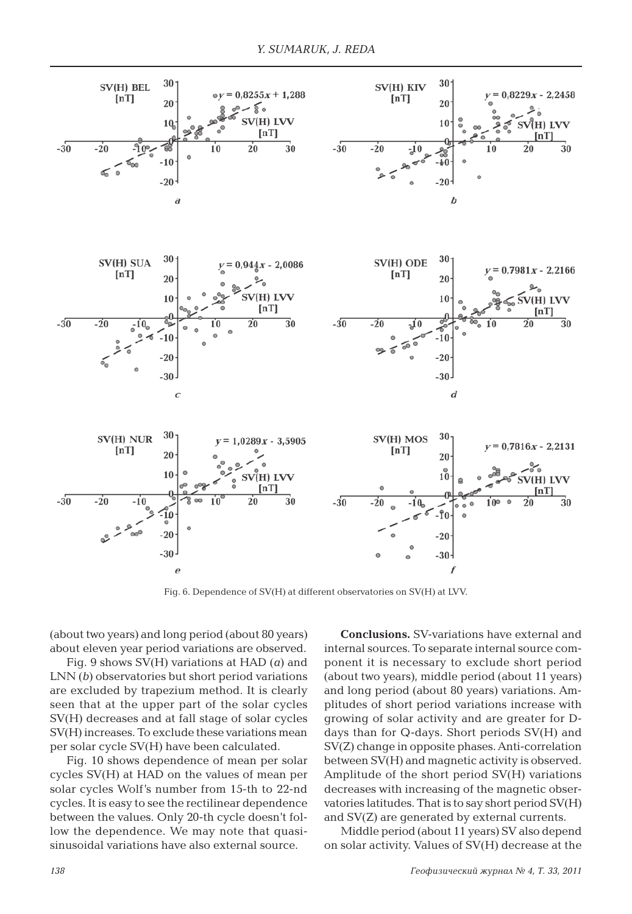Fig. 6. Dependence of SV(H) at different observatories on SV(H) at LVV.

(about two years) and long period (about 80 years) about eleven year period variations are observed.

Fig. 9 shows SV(H) variations at HAD (*a*) and LNN (*b*) observatories but short period variations are excluded by trapezium method. It is clearly seen that at the upper part of the solar cycles SV(H) decreases and at fall stage of solar cycles SV(H) increases. To exclude these variations mean per solar cycle SV(H) have been calculated.

Fig. 10 shows dependence of mean per solar cycles SV(H) at HAD on the values of mean per solar cycles Wolf's number from 15-th to 22-nd cycles. It is easy to see the rectilinear dependence between the values. Only 20-th cycle doesn't follow the dependence. We may note that quasi-sinusoidal variations have also external source.

**Conclusions.** SV-variations have external and internal sources. To separate internal source component it is necessary to exclude short period (about two years), middle period (about 11 years) and long period (about 80 years) variations. Amplitudes of short period variations increase with growing of solar activity and are greater for D-days than for Q-days. Short periods SV(H) and SV(Z) change in opposite phases. Anti-correlation between SV(H) and magnetic activity is observed. Amplitude of the short period SV(H) variations decreases with increasing of the magnetic observatories latitudes. That is to say short period SV(H) and SV(Z) are generated by external currents.

Middle period (about 11 years) SV also depend on solar activity. Values of SV(H) decrease at the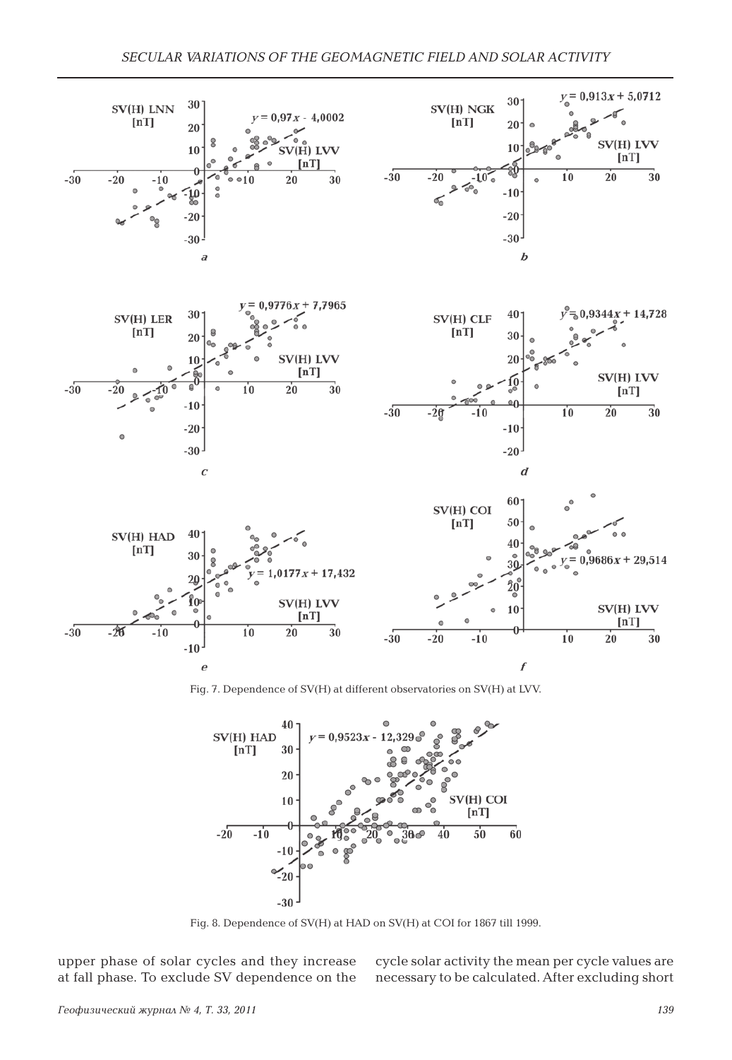Fig. 7. Dependence of SV(H) at different observatories on SV(H) at LVV.

Fig. 8. Dependence of SV(H) at HAD on SV(H) at COI for 1867 till 1999.

upper phase of solar cycles and they increase at fall phase. To exclude SV dependence on the cycle solar activity the mean per cycle values are necessary to be calculated. After excluding short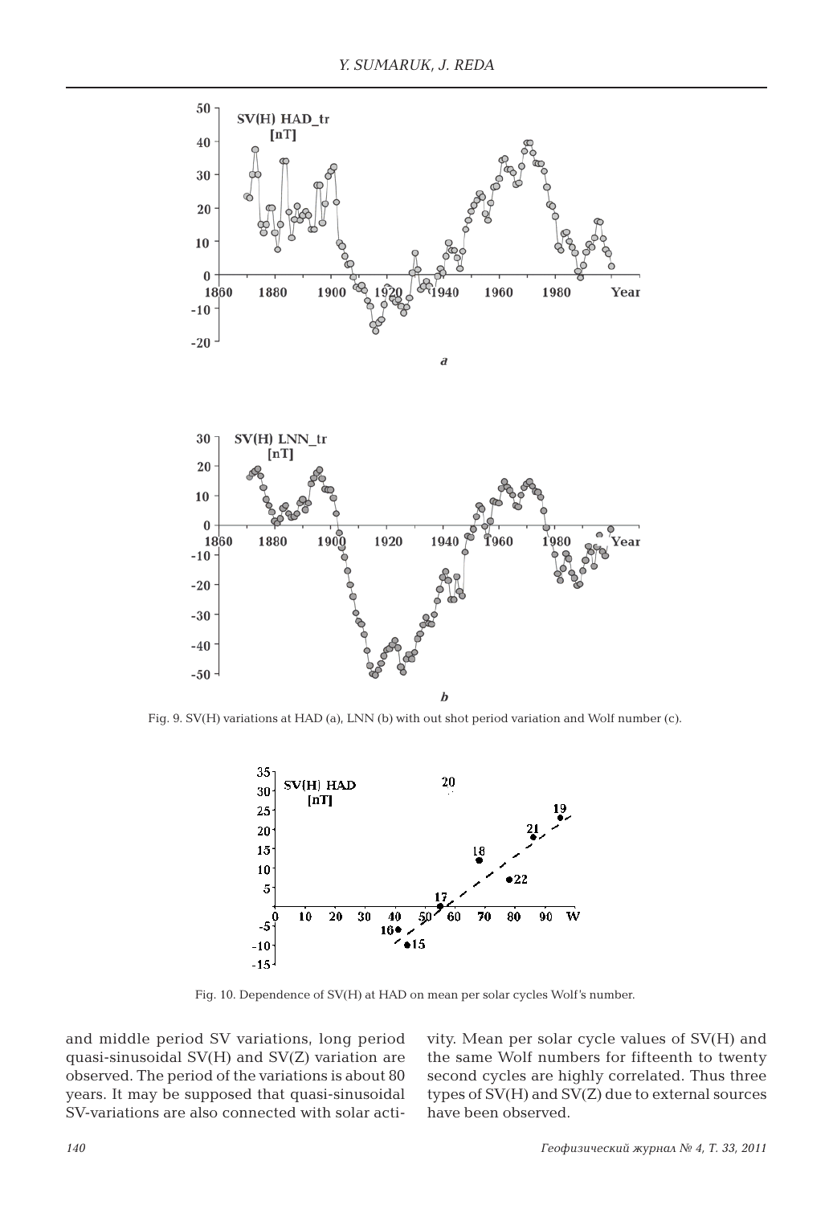Fig. 9. SV(H) variations at HAD (a), LNN (b) with out shot period variation and Wolf number (c).

Fig. 10. Dependence of SV(H) at HAD on mean per solar cycles Wolf's number.

and middle period SV variations, long period quasi-sinusoidal SV(H) and SV(Z) variation are observed. The period of the variations is about 80 years. It may be supposed that quasi-sinusoidal SV-variations are also connected with solar activity. Mean per solar cycle values of SV(H) and the same Wolf numbers for fifteenth to twenty second cycles are highly correlated. Thus three types of SV(H) and SV(Z) due to external sources have been observed.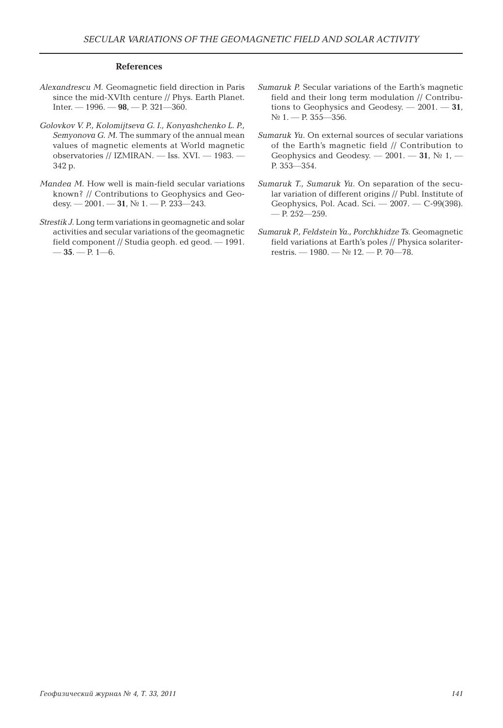### References

*Alexandrescu M.* Geomagnetic field direction in Paris since the mid-XVIth centure // Phys. Earth Planet. Inter. — 1996. — **98**, — P. 321—360.

*Golovkov V. P., Kolomijtseva G. I., Konyashchenko L. P., Semyonova G. M.* The summary of the annual mean values of magnetic elements at World magnetic observatories // IZMIRAN. — Iss. XVI. — 1983. — 342 p.

*Mandea M.* How well is main-field secular variations known? // Contributions to Geophysics and Geodesy. — 2001. — **31**, № 1. — P. 233—243.

*Strestik J.* Long term variations in geomagnetic and solar activities and secular variations of the geomagnetic field component // Studia geoph. ed geod. — 1991. — **35**. — P. 1—6.

*Sumaruk P.* Secular variations of the Earth's magnetic field and their long term modulation // Contributions to Geophysics and Geodesy. — 2001. — **31**, № 1. — P. 355—356.

*Sumaruk Yu.* On external sources of secular variations of the Earth's magnetic field // Contribution to Geophysics and Geodesy. — 2001. — **31**, № 1, — P. 353—354.

*Sumaruk T., Sumaruk Yu.* On separation of the secular variation of different origins // Publ. Institute of Geophysics, Pol. Acad. Sci. — 2007. — C-99(398). — P. 252—259.

*Sumaruk P., Feldstein Ya., Porchkhidze Ts.* Geomagnetic field variations at Earth's poles // Physica solariterrestris. — 1980. — № 12. — P. 70—78.